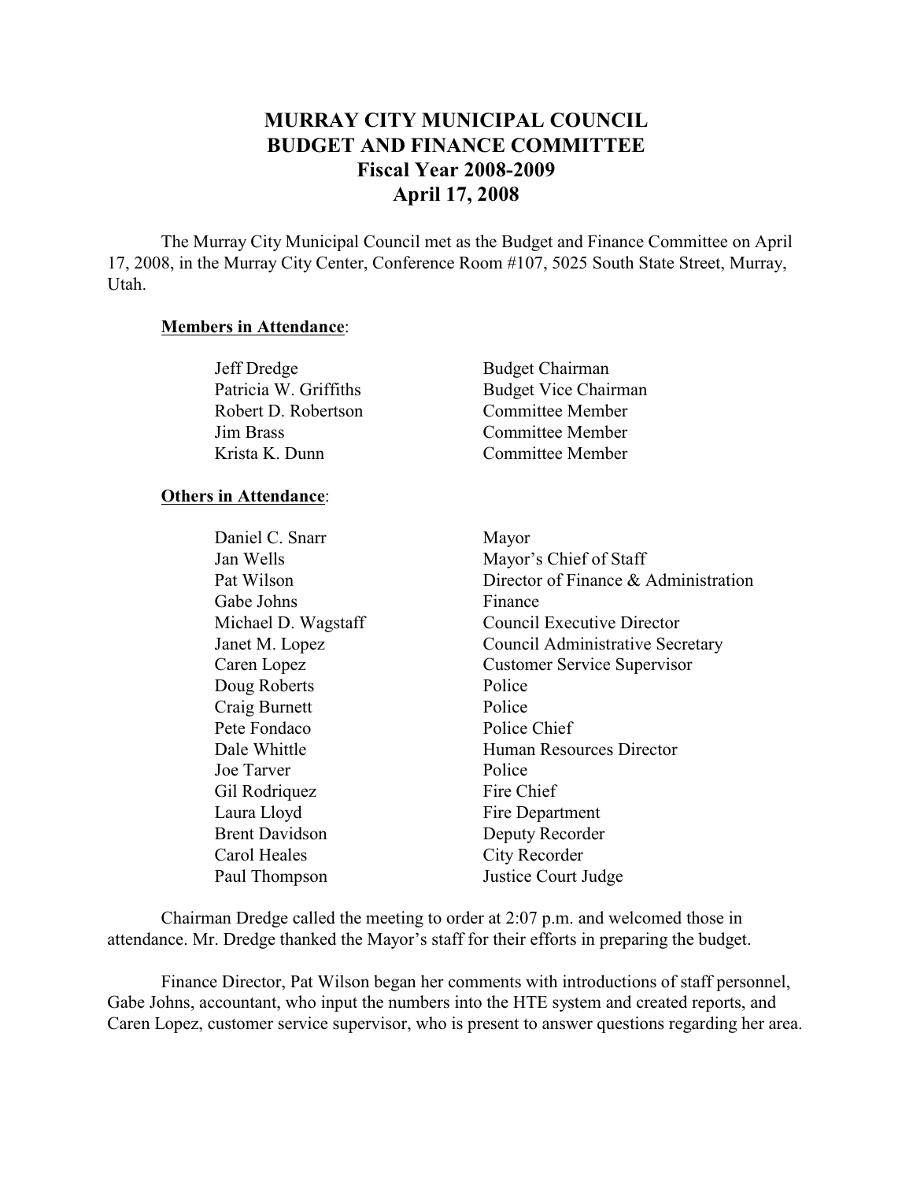# MURRAY CITY MUNICIPAL COUNCIL
# BUDGET AND FINANCE COMMITTEE
## Fiscal Year 2008-2009
## April 17, 2008

The Murray City Municipal Council met as the Budget and Finance Committee on April 17, 2008, in the Murray City Center, Conference Room #107, 5025 South State Street, Murray, Utah.

**Members in Attendance**:

| | |
|---|---|
| Jeff Dredge | Budget Chairman |
| Patricia W. Griffiths | Budget Vice Chairman |
| Robert D. Robertson | Committee Member |
| Jim Brass | Committee Member |
| Krista K. Dunn | Committee Member |

**Others in Attendance**:

| | |
|---|---|
| Daniel C. Snarr | Mayor |
| Jan Wells | Mayor's Chief of Staff |
| Pat Wilson | Director of Finance & Administration |
| Gabe Johns | Finance |
| Michael D. Wagstaff | Council Executive Director |
| Janet M. Lopez | Council Administrative Secretary |
| Caren Lopez | Customer Service Supervisor |
| Doug Roberts | Police |
| Craig Burnett | Police |
| Pete Fondaco | Police Chief |
| Dale Whittle | Human Resources Director |
| Joe Tarver | Police |
| Gil Rodriquez | Fire Chief |
| Laura Lloyd | Fire Department |
| Brent Davidson | Deputy Recorder |
| Carol Heales | City Recorder |
| Paul Thompson | Justice Court Judge |

Chairman Dredge called the meeting to order at 2:07 p.m. and welcomed those in attendance. Mr. Dredge thanked the Mayor's staff for their efforts in preparing the budget.

Finance Director, Pat Wilson began her comments with introductions of staff personnel, Gabe Johns, accountant, who input the numbers into the HTE system and created reports, and Caren Lopez, customer service supervisor, who is present to answer questions regarding her area.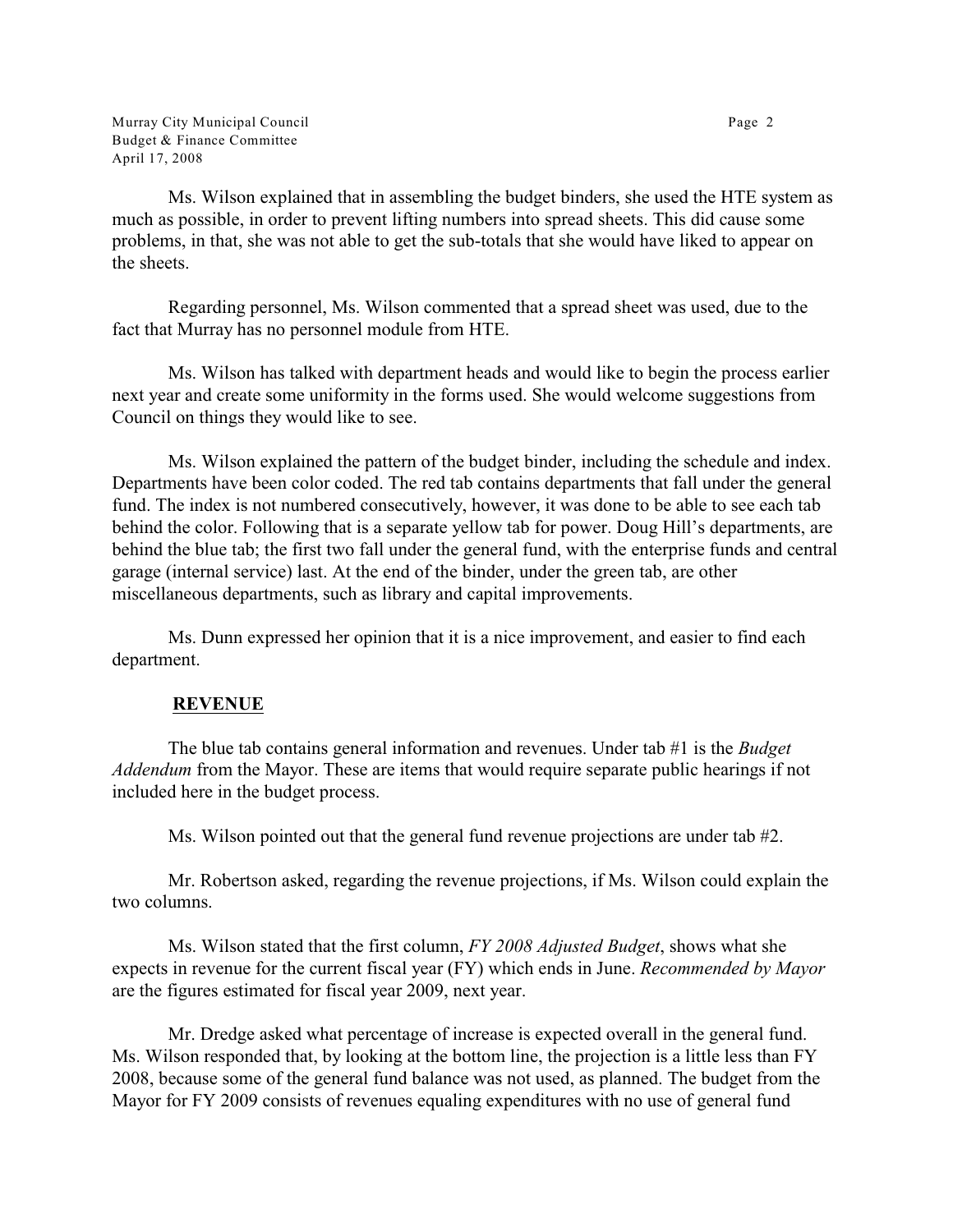Ms. Wilson explained that in assembling the budget binders, she used the HTE system as much as possible, in order to prevent lifting numbers into spread sheets. This did cause some problems, in that, she was not able to get the sub-totals that she would have liked to appear on the sheets.

Regarding personnel, Ms. Wilson commented that a spread sheet was used, due to the fact that Murray has no personnel module from HTE.

Ms. Wilson has talked with department heads and would like to begin the process earlier next year and create some uniformity in the forms used. She would welcome suggestions from Council on things they would like to see.

Ms. Wilson explained the pattern of the budget binder, including the schedule and index. Departments have been color coded. The red tab contains departments that fall under the general fund. The index is not numbered consecutively, however, it was done to be able to see each tab behind the color. Following that is a separate yellow tab for power. Doug Hill's departments, are behind the blue tab; the first two fall under the general fund, with the enterprise funds and central garage (internal service) last. At the end of the binder, under the green tab, are other miscellaneous departments, such as library and capital improvements.

Ms. Dunn expressed her opinion that it is a nice improvement, and easier to find each department.

**REVENUE**

The blue tab contains general information and revenues. Under tab #1 is the *Budget Addendum* from the Mayor. These are items that would require separate public hearings if not included here in the budget process.

Ms. Wilson pointed out that the general fund revenue projections are under tab #2.

Mr. Robertson asked, regarding the revenue projections, if Ms. Wilson could explain the two columns.

Ms. Wilson stated that the first column, *FY 2008 Adjusted Budget*, shows what she expects in revenue for the current fiscal year (FY) which ends in June. *Recommended by Mayor* are the figures estimated for fiscal year 2009, next year.

Mr. Dredge asked what percentage of increase is expected overall in the general fund. Ms. Wilson responded that, by looking at the bottom line, the projection is a little less than FY 2008, because some of the general fund balance was not used, as planned. The budget from the Mayor for FY 2009 consists of revenues equaling expenditures with no use of general fund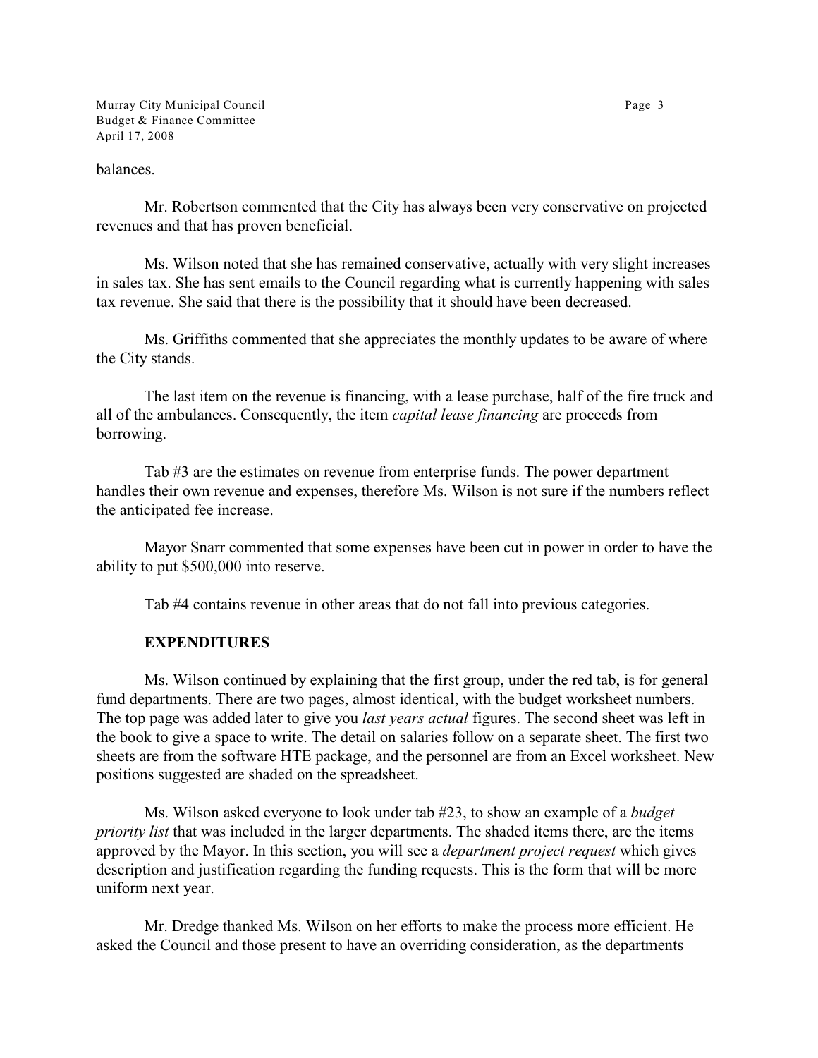balances.

Mr. Robertson commented that the City has always been very conservative on projected revenues and that has proven beneficial.

Ms. Wilson noted that she has remained conservative, actually with very slight increases in sales tax. She has sent emails to the Council regarding what is currently happening with sales tax revenue. She said that there is the possibility that it should have been decreased.

Ms. Griffiths commented that she appreciates the monthly updates to be aware of where the City stands.

The last item on the revenue is financing, with a lease purchase, half of the fire truck and all of the ambulances. Consequently, the item *capital lease financing* are proceeds from borrowing.

Tab #3 are the estimates on revenue from enterprise funds. The power department handles their own revenue and expenses, therefore Ms. Wilson is not sure if the numbers reflect the anticipated fee increase.

Mayor Snarr commented that some expenses have been cut in power in order to have the ability to put $500,000 into reserve.

Tab #4 contains revenue in other areas that do not fall into previous categories.

**EXPENDITURES**

Ms. Wilson continued by explaining that the first group, under the red tab, is for general fund departments. There are two pages, almost identical, with the budget worksheet numbers. The top page was added later to give you *last years actual* figures. The second sheet was left in the book to give a space to write. The detail on salaries follow on a separate sheet. The first two sheets are from the software HTE package, and the personnel are from an Excel worksheet. New positions suggested are shaded on the spreadsheet.

Ms. Wilson asked everyone to look under tab #23, to show an example of a *budget priority list* that was included in the larger departments. The shaded items there, are the items approved by the Mayor. In this section, you will see a *department project request* which gives description and justification regarding the funding requests. This is the form that will be more uniform next year.

Mr. Dredge thanked Ms. Wilson on her efforts to make the process more efficient. He asked the Council and those present to have an overriding consideration, as the departments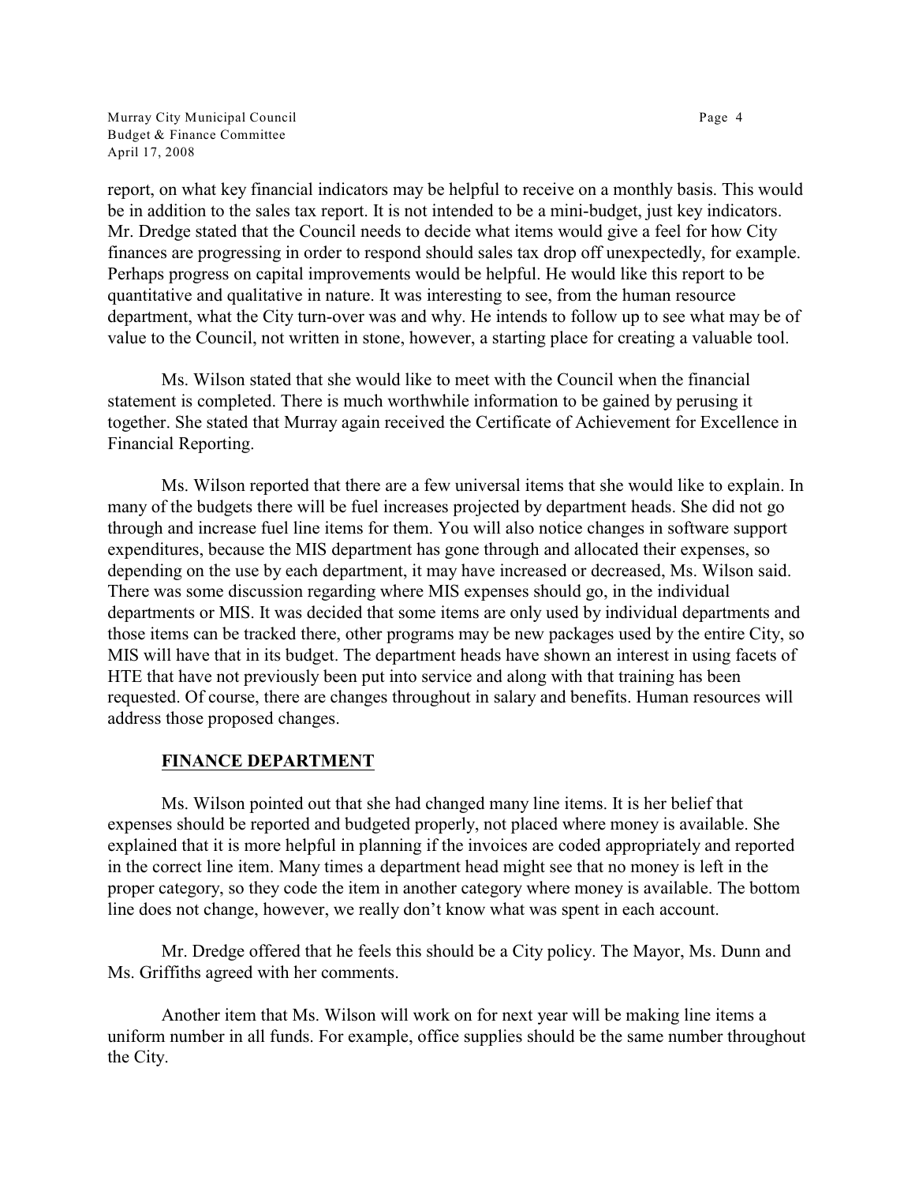report, on what key financial indicators may be helpful to receive on a monthly basis. This would be in addition to the sales tax report. It is not intended to be a mini-budget, just key indicators. Mr. Dredge stated that the Council needs to decide what items would give a feel for how City finances are progressing in order to respond should sales tax drop off unexpectedly, for example. Perhaps progress on capital improvements would be helpful. He would like this report to be quantitative and qualitative in nature. It was interesting to see, from the human resource department, what the City turn-over was and why. He intends to follow up to see what may be of value to the Council, not written in stone, however, a starting place for creating a valuable tool.

Ms. Wilson stated that she would like to meet with the Council when the financial statement is completed. There is much worthwhile information to be gained by perusing it together. She stated that Murray again received the Certificate of Achievement for Excellence in Financial Reporting.

Ms. Wilson reported that there are a few universal items that she would like to explain. In many of the budgets there will be fuel increases projected by department heads. She did not go through and increase fuel line items for them. You will also notice changes in software support expenditures, because the MIS department has gone through and allocated their expenses, so depending on the use by each department, it may have increased or decreased, Ms. Wilson said. There was some discussion regarding where MIS expenses should go, in the individual departments or MIS. It was decided that some items are only used by individual departments and those items can be tracked there, other programs may be new packages used by the entire City, so MIS will have that in its budget. The department heads have shown an interest in using facets of HTE that have not previously been put into service and along with that training has been requested. Of course, there are changes throughout in salary and benefits. Human resources will address those proposed changes.

## FINANCE DEPARTMENT

Ms. Wilson pointed out that she had changed many line items. It is her belief that expenses should be reported and budgeted properly, not placed where money is available. She explained that it is more helpful in planning if the invoices are coded appropriately and reported in the correct line item. Many times a department head might see that no money is left in the proper category, so they code the item in another category where money is available. The bottom line does not change, however, we really don't know what was spent in each account.

Mr. Dredge offered that he feels this should be a City policy. The Mayor, Ms. Dunn and Ms. Griffiths agreed with her comments.

Another item that Ms. Wilson will work on for next year will be making line items a uniform number in all funds. For example, office supplies should be the same number throughout the City.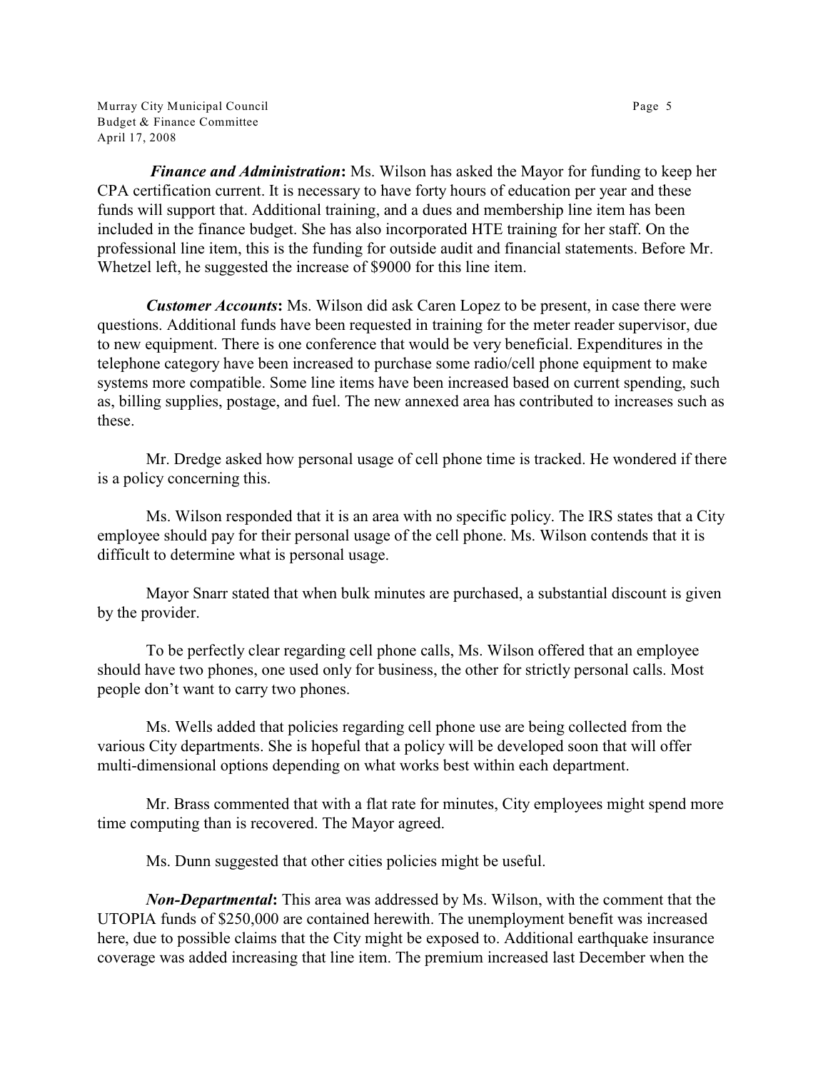***Finance and Administration*****:** Ms. Wilson has asked the Mayor for funding to keep her CPA certification current. It is necessary to have forty hours of education per year and these funds will support that. Additional training, and a dues and membership line item has been included in the finance budget. She has also incorporated HTE training for her staff. On the professional line item, this is the funding for outside audit and financial statements. Before Mr. Whetzel left, he suggested the increase of $9000 for this line item.

***Customer Accounts*****:** Ms. Wilson did ask Caren Lopez to be present, in case there were questions. Additional funds have been requested in training for the meter reader supervisor, due to new equipment. There is one conference that would be very beneficial. Expenditures in the telephone category have been increased to purchase some radio/cell phone equipment to make systems more compatible. Some line items have been increased based on current spending, such as, billing supplies, postage, and fuel. The new annexed area has contributed to increases such as these.

Mr. Dredge asked how personal usage of cell phone time is tracked. He wondered if there is a policy concerning this.

Ms. Wilson responded that it is an area with no specific policy. The IRS states that a City employee should pay for their personal usage of the cell phone. Ms. Wilson contends that it is difficult to determine what is personal usage.

Mayor Snarr stated that when bulk minutes are purchased, a substantial discount is given by the provider.

To be perfectly clear regarding cell phone calls, Ms. Wilson offered that an employee should have two phones, one used only for business, the other for strictly personal calls. Most people don't want to carry two phones.

Ms. Wells added that policies regarding cell phone use are being collected from the various City departments. She is hopeful that a policy will be developed soon that will offer multi-dimensional options depending on what works best within each department.

Mr. Brass commented that with a flat rate for minutes, City employees might spend more time computing than is recovered. The Mayor agreed.

Ms. Dunn suggested that other cities policies might be useful.

***Non-Departmental*****:** This area was addressed by Ms. Wilson, with the comment that the UTOPIA funds of $250,000 are contained herewith. The unemployment benefit was increased here, due to possible claims that the City might be exposed to. Additional earthquake insurance coverage was added increasing that line item. The premium increased last December when the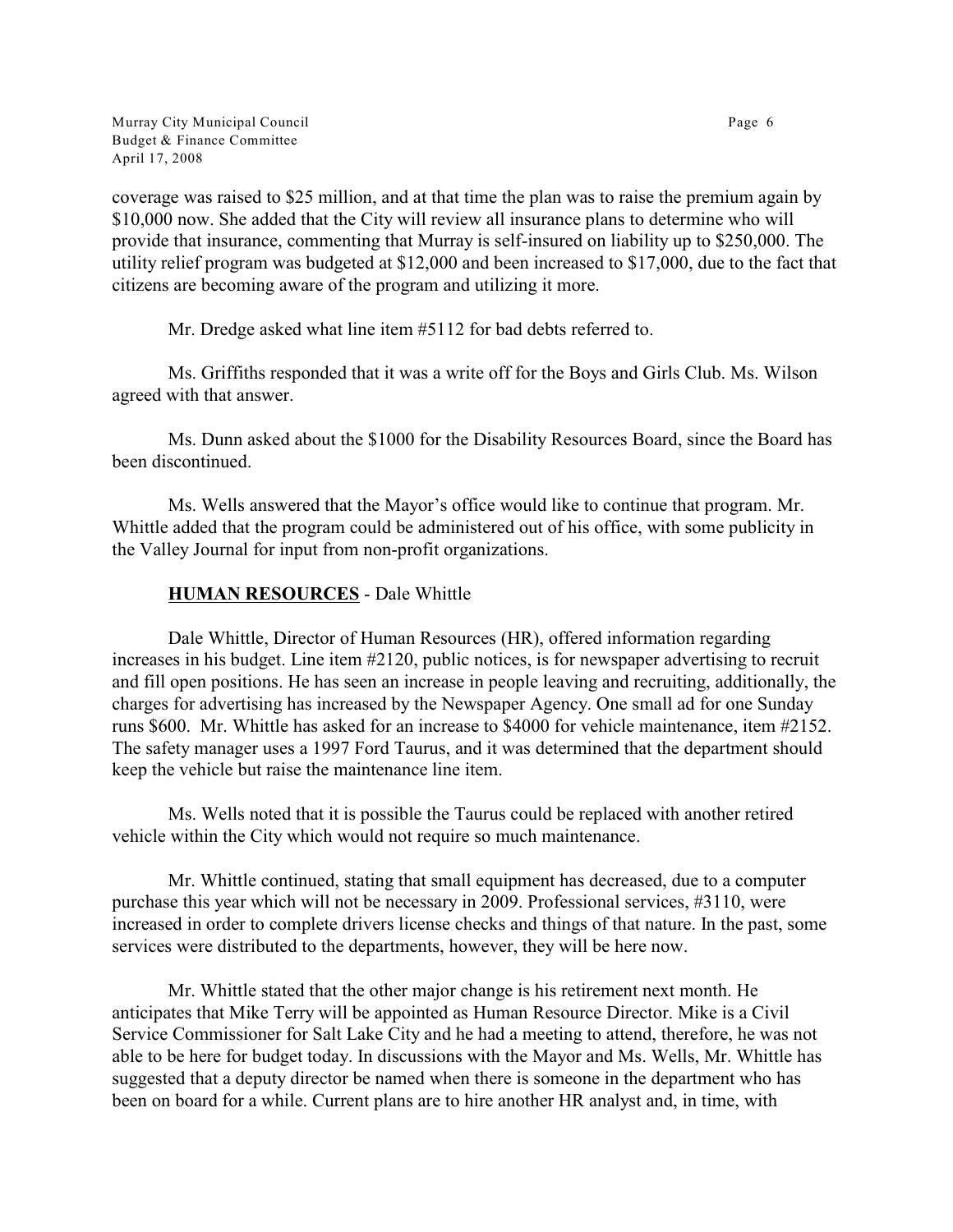coverage was raised to $25 million, and at that time the plan was to raise the premium again by $10,000 now. She added that the City will review all insurance plans to determine who will provide that insurance, commenting that Murray is self-insured on liability up to $250,000. The utility relief program was budgeted at $12,000 and been increased to $17,000, due to the fact that citizens are becoming aware of the program and utilizing it more.

Mr. Dredge asked what line item #5112 for bad debts referred to.

Ms. Griffiths responded that it was a write off for the Boys and Girls Club. Ms. Wilson agreed with that answer.

Ms. Dunn asked about the $1000 for the Disability Resources Board, since the Board has been discontinued.

Ms. Wells answered that the Mayor's office would like to continue that program. Mr. Whittle added that the program could be administered out of his office, with some publicity in the Valley Journal for input from non-profit organizations.

**HUMAN RESOURCES** - Dale Whittle

Dale Whittle, Director of Human Resources (HR), offered information regarding increases in his budget. Line item #2120, public notices, is for newspaper advertising to recruit and fill open positions. He has seen an increase in people leaving and recruiting, additionally, the charges for advertising has increased by the Newspaper Agency. One small ad for one Sunday runs $600. Mr. Whittle has asked for an increase to $4000 for vehicle maintenance, item #2152. The safety manager uses a 1997 Ford Taurus, and it was determined that the department should keep the vehicle but raise the maintenance line item.

Ms. Wells noted that it is possible the Taurus could be replaced with another retired vehicle within the City which would not require so much maintenance.

Mr. Whittle continued, stating that small equipment has decreased, due to a computer purchase this year which will not be necessary in 2009. Professional services, #3110, were increased in order to complete drivers license checks and things of that nature. In the past, some services were distributed to the departments, however, they will be here now.

Mr. Whittle stated that the other major change is his retirement next month. He anticipates that Mike Terry will be appointed as Human Resource Director. Mike is a Civil Service Commissioner for Salt Lake City and he had a meeting to attend, therefore, he was not able to be here for budget today. In discussions with the Mayor and Ms. Wells, Mr. Whittle has suggested that a deputy director be named when there is someone in the department who has been on board for a while. Current plans are to hire another HR analyst and, in time, with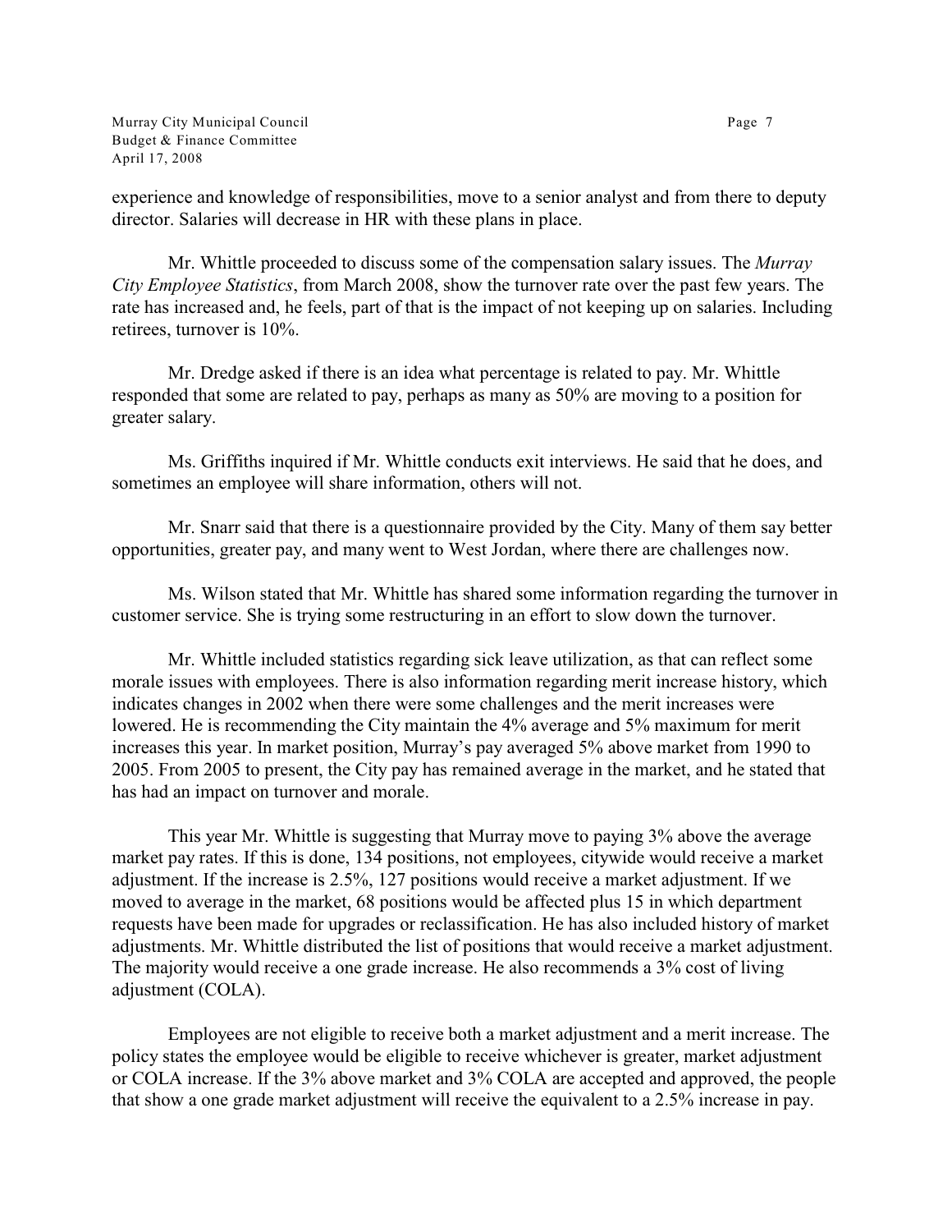experience and knowledge of responsibilities, move to a senior analyst and from there to deputy director. Salaries will decrease in HR with these plans in place.

Mr. Whittle proceeded to discuss some of the compensation salary issues. The *Murray City Employee Statistics*, from March 2008, show the turnover rate over the past few years. The rate has increased and, he feels, part of that is the impact of not keeping up on salaries. Including retirees, turnover is 10%.

Mr. Dredge asked if there is an idea what percentage is related to pay. Mr. Whittle responded that some are related to pay, perhaps as many as 50% are moving to a position for greater salary.

Ms. Griffiths inquired if Mr. Whittle conducts exit interviews. He said that he does, and sometimes an employee will share information, others will not.

Mr. Snarr said that there is a questionnaire provided by the City. Many of them say better opportunities, greater pay, and many went to West Jordan, where there are challenges now.

Ms. Wilson stated that Mr. Whittle has shared some information regarding the turnover in customer service. She is trying some restructuring in an effort to slow down the turnover.

Mr. Whittle included statistics regarding sick leave utilization, as that can reflect some morale issues with employees. There is also information regarding merit increase history, which indicates changes in 2002 when there were some challenges and the merit increases were lowered. He is recommending the City maintain the 4% average and 5% maximum for merit increases this year. In market position, Murray's pay averaged 5% above market from 1990 to 2005. From 2005 to present, the City pay has remained average in the market, and he stated that has had an impact on turnover and morale.

This year Mr. Whittle is suggesting that Murray move to paying 3% above the average market pay rates. If this is done, 134 positions, not employees, citywide would receive a market adjustment. If the increase is 2.5%, 127 positions would receive a market adjustment. If we moved to average in the market, 68 positions would be affected plus 15 in which department requests have been made for upgrades or reclassification. He has also included history of market adjustments. Mr. Whittle distributed the list of positions that would receive a market adjustment. The majority would receive a one grade increase. He also recommends a 3% cost of living adjustment (COLA).

Employees are not eligible to receive both a market adjustment and a merit increase. The policy states the employee would be eligible to receive whichever is greater, market adjustment or COLA increase. If the 3% above market and 3% COLA are accepted and approved, the people that show a one grade market adjustment will receive the equivalent to a 2.5% increase in pay.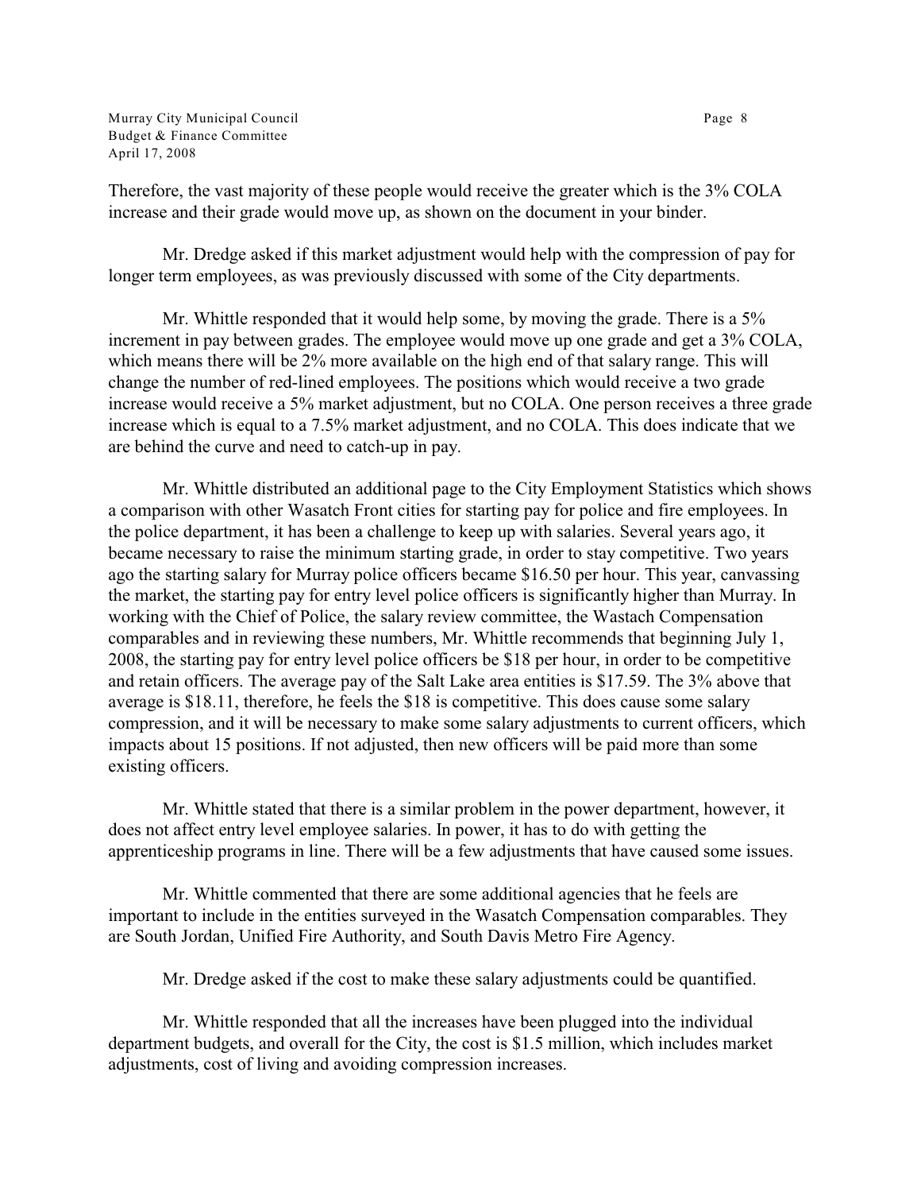Therefore, the vast majority of these people would receive the greater which is the 3% COLA increase and their grade would move up, as shown on the document in your binder.

Mr. Dredge asked if this market adjustment would help with the compression of pay for longer term employees, as was previously discussed with some of the City departments.

Mr. Whittle responded that it would help some, by moving the grade. There is a 5% increment in pay between grades. The employee would move up one grade and get a 3% COLA, which means there will be 2% more available on the high end of that salary range. This will change the number of red-lined employees. The positions which would receive a two grade increase would receive a 5% market adjustment, but no COLA. One person receives a three grade increase which is equal to a 7.5% market adjustment, and no COLA. This does indicate that we are behind the curve and need to catch-up in pay.

Mr. Whittle distributed an additional page to the City Employment Statistics which shows a comparison with other Wasatch Front cities for starting pay for police and fire employees. In the police department, it has been a challenge to keep up with salaries. Several years ago, it became necessary to raise the minimum starting grade, in order to stay competitive. Two years ago the starting salary for Murray police officers became $16.50 per hour. This year, canvassing the market, the starting pay for entry level police officers is significantly higher than Murray. In working with the Chief of Police, the salary review committee, the Wastach Compensation comparables and in reviewing these numbers, Mr. Whittle recommends that beginning July 1, 2008, the starting pay for entry level police officers be $18 per hour, in order to be competitive and retain officers. The average pay of the Salt Lake area entities is $17.59. The 3% above that average is $18.11, therefore, he feels the $18 is competitive. This does cause some salary compression, and it will be necessary to make some salary adjustments to current officers, which impacts about 15 positions. If not adjusted, then new officers will be paid more than some existing officers.

Mr. Whittle stated that there is a similar problem in the power department, however, it does not affect entry level employee salaries. In power, it has to do with getting the apprenticeship programs in line. There will be a few adjustments that have caused some issues.

Mr. Whittle commented that there are some additional agencies that he feels are important to include in the entities surveyed in the Wasatch Compensation comparables. They are South Jordan, Unified Fire Authority, and South Davis Metro Fire Agency.

Mr. Dredge asked if the cost to make these salary adjustments could be quantified.

Mr. Whittle responded that all the increases have been plugged into the individual department budgets, and overall for the City, the cost is $1.5 million, which includes market adjustments, cost of living and avoiding compression increases.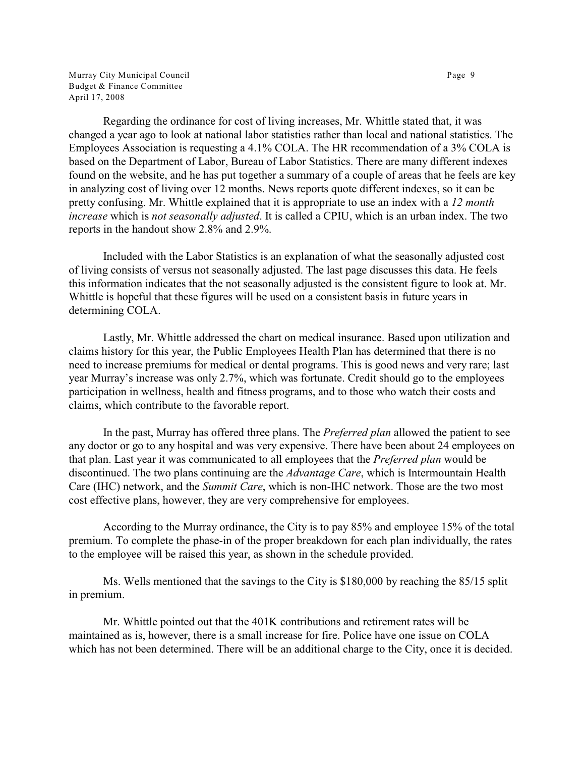Regarding the ordinance for cost of living increases, Mr. Whittle stated that, it was changed a year ago to look at national labor statistics rather than local and national statistics. The Employees Association is requesting a 4.1% COLA. The HR recommendation of a 3% COLA is based on the Department of Labor, Bureau of Labor Statistics. There are many different indexes found on the website, and he has put together a summary of a couple of areas that he feels are key in analyzing cost of living over 12 months. News reports quote different indexes, so it can be pretty confusing. Mr. Whittle explained that it is appropriate to use an index with a *12 month increase* which is *not seasonally adjusted*. It is called a CPIU, which is an urban index. The two reports in the handout show 2.8% and 2.9%.

Included with the Labor Statistics is an explanation of what the seasonally adjusted cost of living consists of versus not seasonally adjusted. The last page discusses this data. He feels this information indicates that the not seasonally adjusted is the consistent figure to look at. Mr. Whittle is hopeful that these figures will be used on a consistent basis in future years in determining COLA.

Lastly, Mr. Whittle addressed the chart on medical insurance. Based upon utilization and claims history for this year, the Public Employees Health Plan has determined that there is no need to increase premiums for medical or dental programs. This is good news and very rare; last year Murray's increase was only 2.7%, which was fortunate. Credit should go to the employees participation in wellness, health and fitness programs, and to those who watch their costs and claims, which contribute to the favorable report.

In the past, Murray has offered three plans. The *Preferred plan* allowed the patient to see any doctor or go to any hospital and was very expensive. There have been about 24 employees on that plan. Last year it was communicated to all employees that the *Preferred plan* would be discontinued. The two plans continuing are the *Advantage Care*, which is Intermountain Health Care (IHC) network, and the *Summit Care*, which is non-IHC network. Those are the two most cost effective plans, however, they are very comprehensive for employees.

According to the Murray ordinance, the City is to pay 85% and employee 15% of the total premium. To complete the phase-in of the proper breakdown for each plan individually, the rates to the employee will be raised this year, as shown in the schedule provided.

Ms. Wells mentioned that the savings to the City is $180,000 by reaching the 85/15 split in premium.

Mr. Whittle pointed out that the 401K contributions and retirement rates will be maintained as is, however, there is a small increase for fire. Police have one issue on COLA which has not been determined. There will be an additional charge to the City, once it is decided.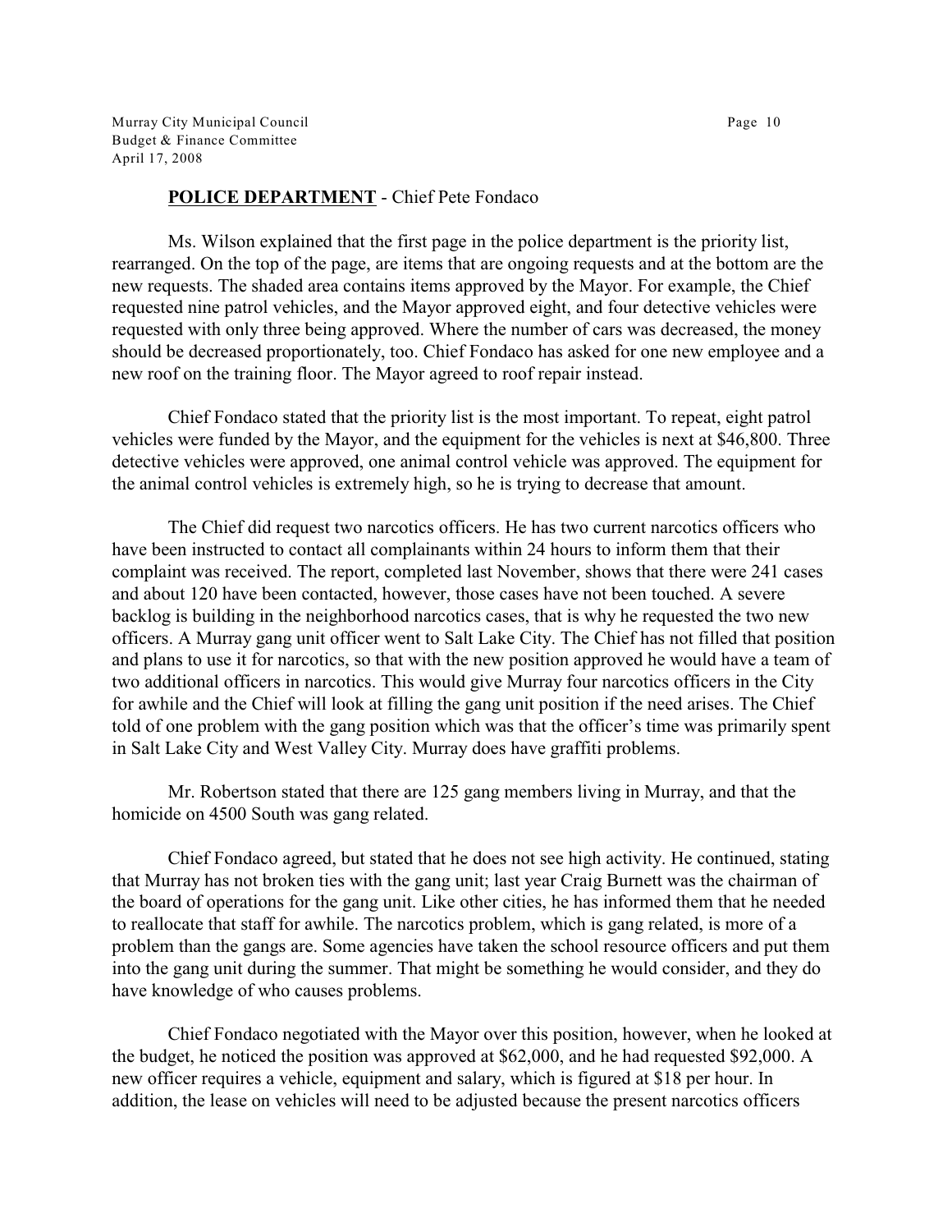**POLICE DEPARTMENT** - Chief Pete Fondaco

Ms. Wilson explained that the first page in the police department is the priority list, rearranged. On the top of the page, are items that are ongoing requests and at the bottom are the new requests. The shaded area contains items approved by the Mayor. For example, the Chief requested nine patrol vehicles, and the Mayor approved eight, and four detective vehicles were requested with only three being approved. Where the number of cars was decreased, the money should be decreased proportionately, too. Chief Fondaco has asked for one new employee and a new roof on the training floor. The Mayor agreed to roof repair instead.

Chief Fondaco stated that the priority list is the most important. To repeat, eight patrol vehicles were funded by the Mayor, and the equipment for the vehicles is next at $46,800. Three detective vehicles were approved, one animal control vehicle was approved. The equipment for the animal control vehicles is extremely high, so he is trying to decrease that amount.

The Chief did request two narcotics officers. He has two current narcotics officers who have been instructed to contact all complainants within 24 hours to inform them that their complaint was received. The report, completed last November, shows that there were 241 cases and about 120 have been contacted, however, those cases have not been touched. A severe backlog is building in the neighborhood narcotics cases, that is why he requested the two new officers. A Murray gang unit officer went to Salt Lake City. The Chief has not filled that position and plans to use it for narcotics, so that with the new position approved he would have a team of two additional officers in narcotics. This would give Murray four narcotics officers in the City for awhile and the Chief will look at filling the gang unit position if the need arises. The Chief told of one problem with the gang position which was that the officer's time was primarily spent in Salt Lake City and West Valley City. Murray does have graffiti problems.

Mr. Robertson stated that there are 125 gang members living in Murray, and that the homicide on 4500 South was gang related.

Chief Fondaco agreed, but stated that he does not see high activity. He continued, stating that Murray has not broken ties with the gang unit; last year Craig Burnett was the chairman of the board of operations for the gang unit. Like other cities, he has informed them that he needed to reallocate that staff for awhile. The narcotics problem, which is gang related, is more of a problem than the gangs are. Some agencies have taken the school resource officers and put them into the gang unit during the summer. That might be something he would consider, and they do have knowledge of who causes problems.

Chief Fondaco negotiated with the Mayor over this position, however, when he looked at the budget, he noticed the position was approved at $62,000, and he had requested $92,000. A new officer requires a vehicle, equipment and salary, which is figured at $18 per hour. In addition, the lease on vehicles will need to be adjusted because the present narcotics officers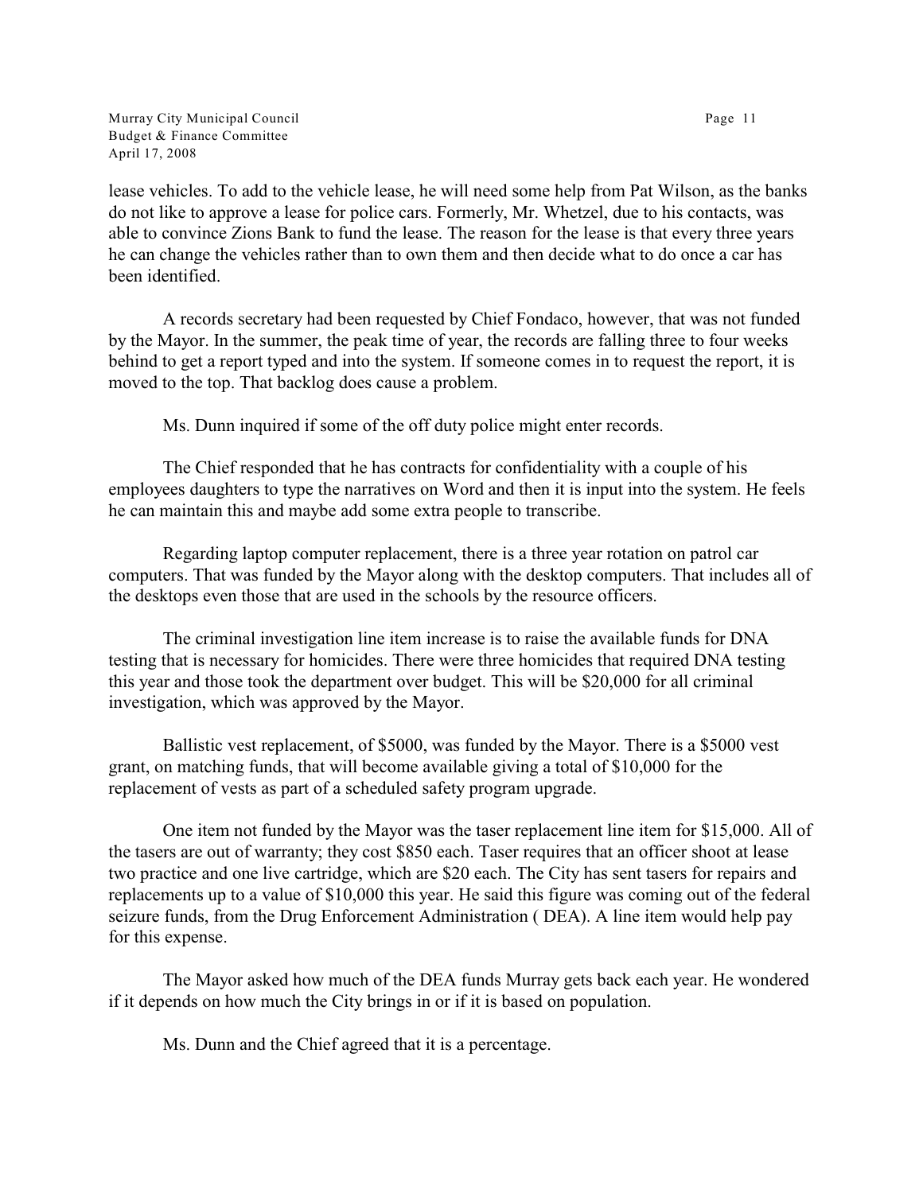lease vehicles. To add to the vehicle lease, he will need some help from Pat Wilson, as the banks do not like to approve a lease for police cars. Formerly, Mr. Whetzel, due to his contacts, was able to convince Zions Bank to fund the lease. The reason for the lease is that every three years he can change the vehicles rather than to own them and then decide what to do once a car has been identified.

A records secretary had been requested by Chief Fondaco, however, that was not funded by the Mayor. In the summer, the peak time of year, the records are falling three to four weeks behind to get a report typed and into the system. If someone comes in to request the report, it is moved to the top. That backlog does cause a problem.

Ms. Dunn inquired if some of the off duty police might enter records.

The Chief responded that he has contracts for confidentiality with a couple of his employees daughters to type the narratives on Word and then it is input into the system. He feels he can maintain this and maybe add some extra people to transcribe.

Regarding laptop computer replacement, there is a three year rotation on patrol car computers. That was funded by the Mayor along with the desktop computers. That includes all of the desktops even those that are used in the schools by the resource officers.

The criminal investigation line item increase is to raise the available funds for DNA testing that is necessary for homicides. There were three homicides that required DNA testing this year and those took the department over budget. This will be $20,000 for all criminal investigation, which was approved by the Mayor.

Ballistic vest replacement, of $5000, was funded by the Mayor. There is a $5000 vest grant, on matching funds, that will become available giving a total of $10,000 for the replacement of vests as part of a scheduled safety program upgrade.

One item not funded by the Mayor was the taser replacement line item for $15,000. All of the tasers are out of warranty; they cost $850 each. Taser requires that an officer shoot at lease two practice and one live cartridge, which are $20 each. The City has sent tasers for repairs and replacements up to a value of $10,000 this year. He said this figure was coming out of the federal seizure funds, from the Drug Enforcement Administration ( DEA). A line item would help pay for this expense.

The Mayor asked how much of the DEA funds Murray gets back each year. He wondered if it depends on how much the City brings in or if it is based on population.

Ms. Dunn and the Chief agreed that it is a percentage.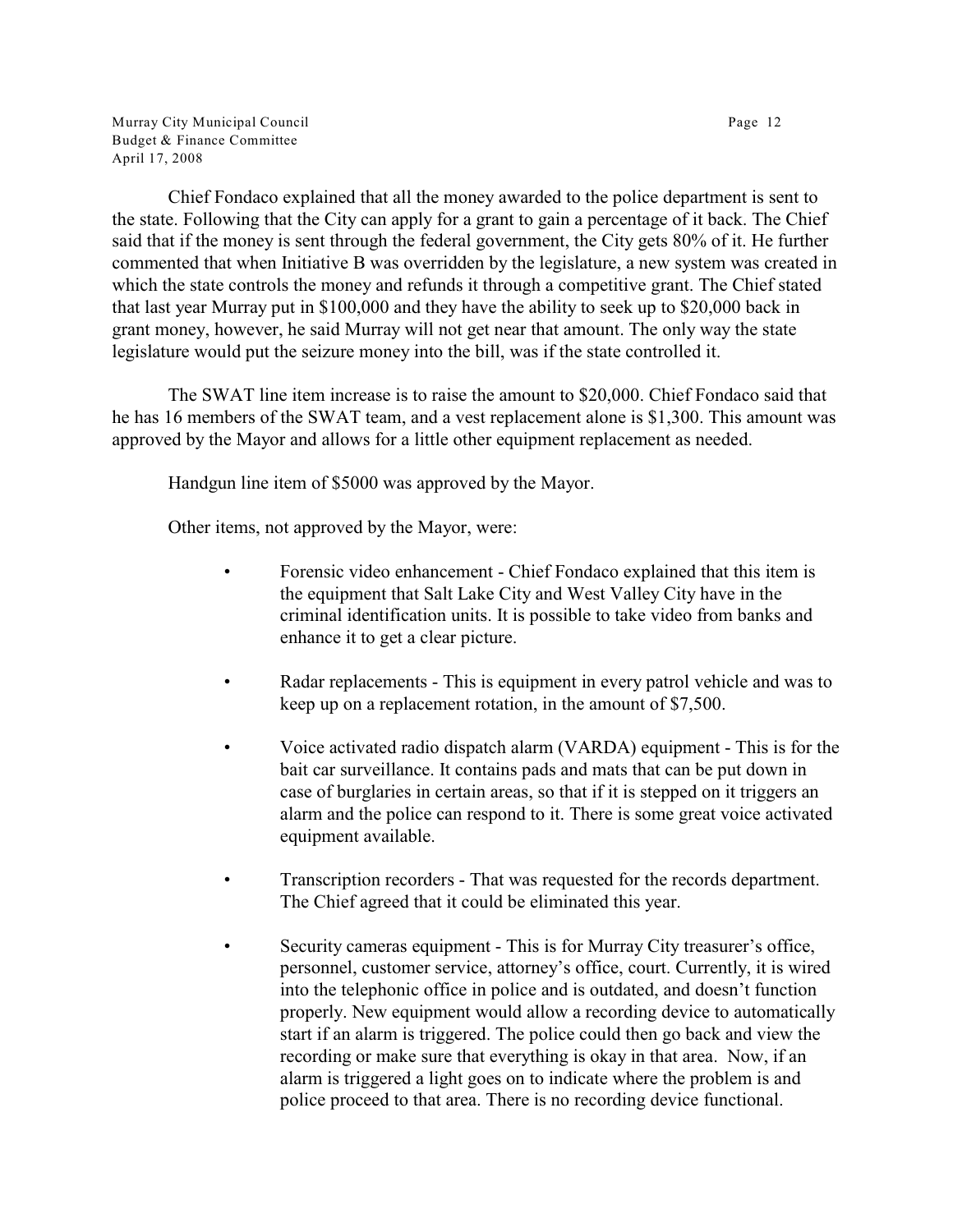Chief Fondaco explained that all the money awarded to the police department is sent to the state. Following that the City can apply for a grant to gain a percentage of it back. The Chief said that if the money is sent through the federal government, the City gets 80% of it. He further commented that when Initiative B was overridden by the legislature, a new system was created in which the state controls the money and refunds it through a competitive grant. The Chief stated that last year Murray put in $100,000 and they have the ability to seek up to $20,000 back in grant money, however, he said Murray will not get near that amount. The only way the state legislature would put the seizure money into the bill, was if the state controlled it.

The SWAT line item increase is to raise the amount to $20,000. Chief Fondaco said that he has 16 members of the SWAT team, and a vest replacement alone is $1,300. This amount was approved by the Mayor and allows for a little other equipment replacement as needed.

Handgun line item of $5000 was approved by the Mayor.

Other items, not approved by the Mayor, were:

- Forensic video enhancement - Chief Fondaco explained that this item is the equipment that Salt Lake City and West Valley City have in the criminal identification units. It is possible to take video from banks and enhance it to get a clear picture.
- Radar replacements - This is equipment in every patrol vehicle and was to keep up on a replacement rotation, in the amount of $7,500.
- Voice activated radio dispatch alarm (VARDA) equipment - This is for the bait car surveillance. It contains pads and mats that can be put down in case of burglaries in certain areas, so that if it is stepped on it triggers an alarm and the police can respond to it. There is some great voice activated equipment available.
- Transcription recorders - That was requested for the records department. The Chief agreed that it could be eliminated this year.
- Security cameras equipment - This is for Murray City treasurer's office, personnel, customer service, attorney's office, court. Currently, it is wired into the telephonic office in police and is outdated, and doesn't function properly. New equipment would allow a recording device to automatically start if an alarm is triggered. The police could then go back and view the recording or make sure that everything is okay in that area. Now, if an alarm is triggered a light goes on to indicate where the problem is and police proceed to that area. There is no recording device functional.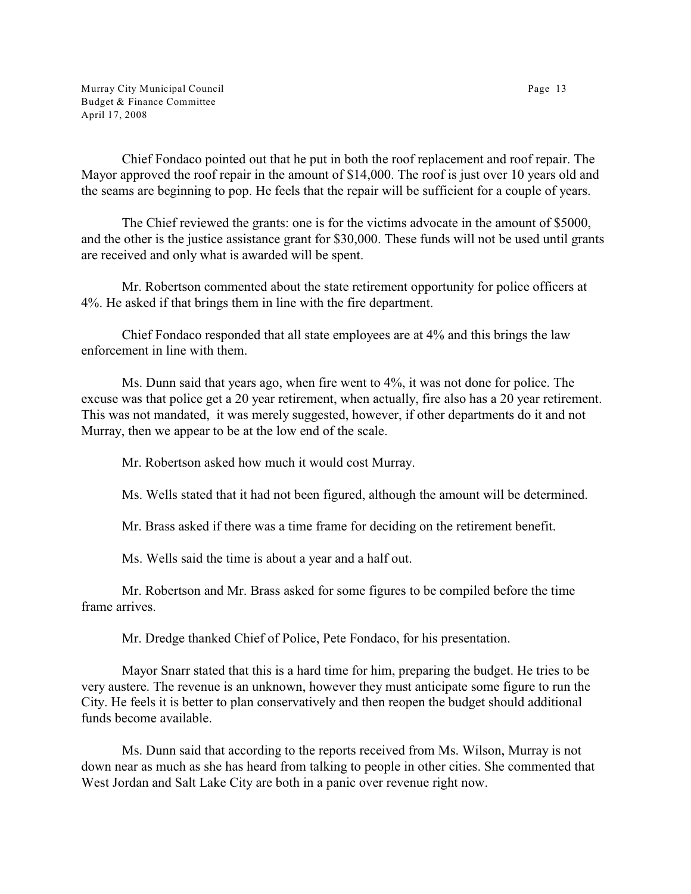Chief Fondaco pointed out that he put in both the roof replacement and roof repair. The Mayor approved the roof repair in the amount of $14,000. The roof is just over 10 years old and the seams are beginning to pop. He feels that the repair will be sufficient for a couple of years.

The Chief reviewed the grants: one is for the victims advocate in the amount of $5000, and the other is the justice assistance grant for $30,000. These funds will not be used until grants are received and only what is awarded will be spent.

Mr. Robertson commented about the state retirement opportunity for police officers at 4%. He asked if that brings them in line with the fire department.

Chief Fondaco responded that all state employees are at 4% and this brings the law enforcement in line with them.

Ms. Dunn said that years ago, when fire went to 4%, it was not done for police. The excuse was that police get a 20 year retirement, when actually, fire also has a 20 year retirement. This was not mandated, it was merely suggested, however, if other departments do it and not Murray, then we appear to be at the low end of the scale.

Mr. Robertson asked how much it would cost Murray.

Ms. Wells stated that it had not been figured, although the amount will be determined.

Mr. Brass asked if there was a time frame for deciding on the retirement benefit.

Ms. Wells said the time is about a year and a half out.

Mr. Robertson and Mr. Brass asked for some figures to be compiled before the time frame arrives.

Mr. Dredge thanked Chief of Police, Pete Fondaco, for his presentation.

Mayor Snarr stated that this is a hard time for him, preparing the budget. He tries to be very austere. The revenue is an unknown, however they must anticipate some figure to run the City. He feels it is better to plan conservatively and then reopen the budget should additional funds become available.

Ms. Dunn said that according to the reports received from Ms. Wilson, Murray is not down near as much as she has heard from talking to people in other cities. She commented that West Jordan and Salt Lake City are both in a panic over revenue right now.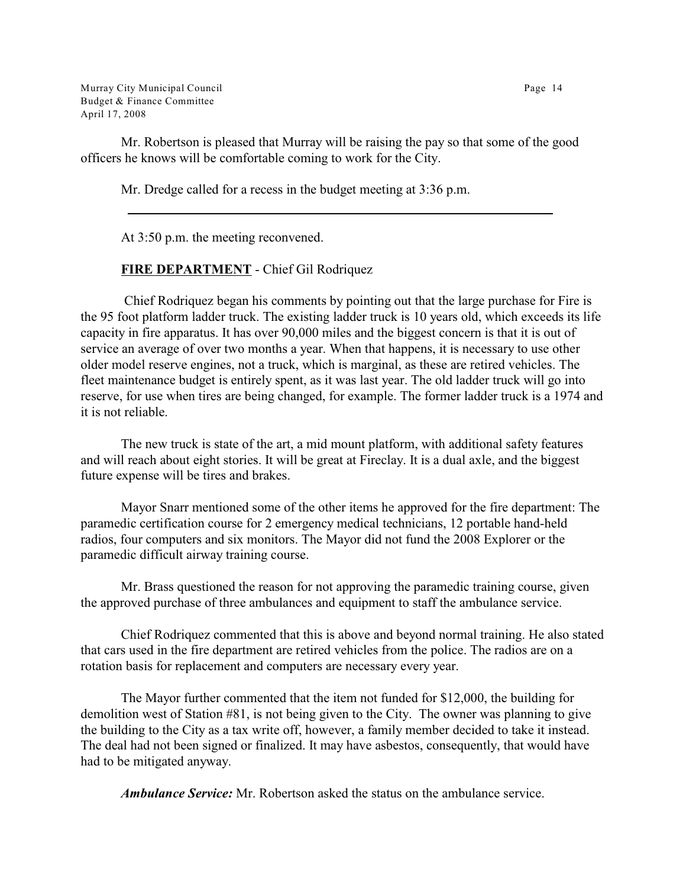Mr. Robertson is pleased that Murray will be raising the pay so that some of the good officers he knows will be comfortable coming to work for the City.

Mr. Dredge called for a recess in the budget meeting at 3:36 p.m.

---

At 3:50 p.m. the meeting reconvened.

**FIRE DEPARTMENT** - Chief Gil Rodriquez

Chief Rodriquez began his comments by pointing out that the large purchase for Fire is the 95 foot platform ladder truck. The existing ladder truck is 10 years old, which exceeds its life capacity in fire apparatus. It has over 90,000 miles and the biggest concern is that it is out of service an average of over two months a year. When that happens, it is necessary to use other older model reserve engines, not a truck, which is marginal, as these are retired vehicles. The fleet maintenance budget is entirely spent, as it was last year. The old ladder truck will go into reserve, for use when tires are being changed, for example. The former ladder truck is a 1974 and it is not reliable.

The new truck is state of the art, a mid mount platform, with additional safety features and will reach about eight stories. It will be great at Fireclay. It is a dual axle, and the biggest future expense will be tires and brakes.

Mayor Snarr mentioned some of the other items he approved for the fire department: The paramedic certification course for 2 emergency medical technicians, 12 portable hand-held radios, four computers and six monitors. The Mayor did not fund the 2008 Explorer or the paramedic difficult airway training course.

Mr. Brass questioned the reason for not approving the paramedic training course, given the approved purchase of three ambulances and equipment to staff the ambulance service.

Chief Rodriquez commented that this is above and beyond normal training. He also stated that cars used in the fire department are retired vehicles from the police. The radios are on a rotation basis for replacement and computers are necessary every year.

The Mayor further commented that the item not funded for $12,000, the building for demolition west of Station #81, is not being given to the City. The owner was planning to give the building to the City as a tax write off, however, a family member decided to take it instead. The deal had not been signed or finalized. It may have asbestos, consequently, that would have had to be mitigated anyway.

***Ambulance Service:*** Mr. Robertson asked the status on the ambulance service.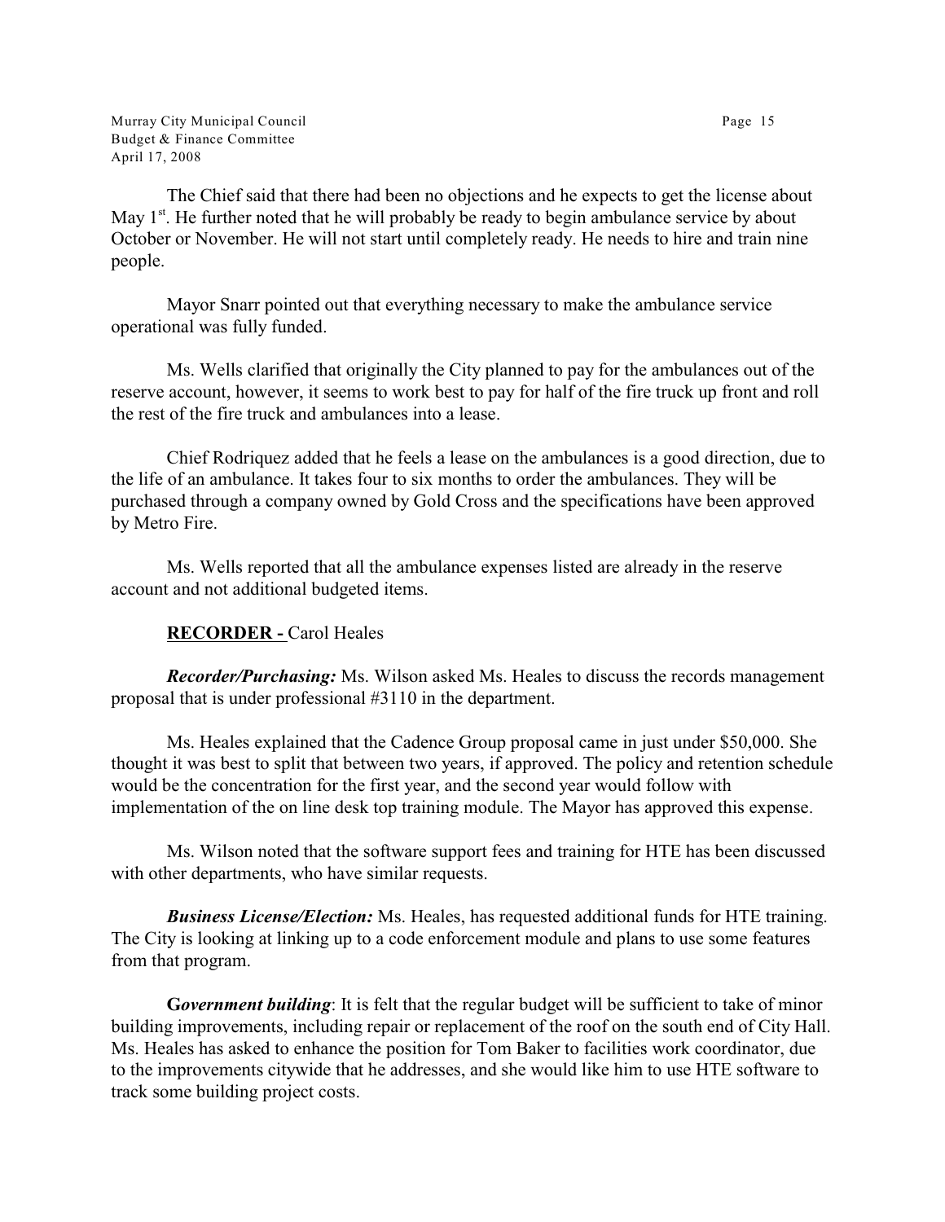The Chief said that there had been no objections and he expects to get the license about May 1st. He further noted that he will probably be ready to begin ambulance service by about October or November. He will not start until completely ready. He needs to hire and train nine people.

Mayor Snarr pointed out that everything necessary to make the ambulance service operational was fully funded.

Ms. Wells clarified that originally the City planned to pay for the ambulances out of the reserve account, however, it seems to work best to pay for half of the fire truck up front and roll the rest of the fire truck and ambulances into a lease.

Chief Rodriquez added that he feels a lease on the ambulances is a good direction, due to the life of an ambulance. It takes four to six months to order the ambulances. They will be purchased through a company owned by Gold Cross and the specifications have been approved by Metro Fire.

Ms. Wells reported that all the ambulance expenses listed are already in the reserve account and not additional budgeted items.

**<u>RECORDER -</u>** Carol Heales

***Recorder/Purchasing:*** Ms. Wilson asked Ms. Heales to discuss the records management proposal that is under professional #3110 in the department.

Ms. Heales explained that the Cadence Group proposal came in just under $50,000. She thought it was best to split that between two years, if approved. The policy and retention schedule would be the concentration for the first year, and the second year would follow with implementation of the on line desk top training module. The Mayor has approved this expense.

Ms. Wilson noted that the software support fees and training for HTE has been discussed with other departments, who have similar requests.

***Business License/Election:*** Ms. Heales, has requested additional funds for HTE training. The City is looking at linking up to a code enforcement module and plans to use some features from that program.

***Government building***: It is felt that the regular budget will be sufficient to take of minor building improvements, including repair or replacement of the roof on the south end of City Hall. Ms. Heales has asked to enhance the position for Tom Baker to facilities work coordinator, due to the improvements citywide that he addresses, and she would like him to use HTE software to track some building project costs.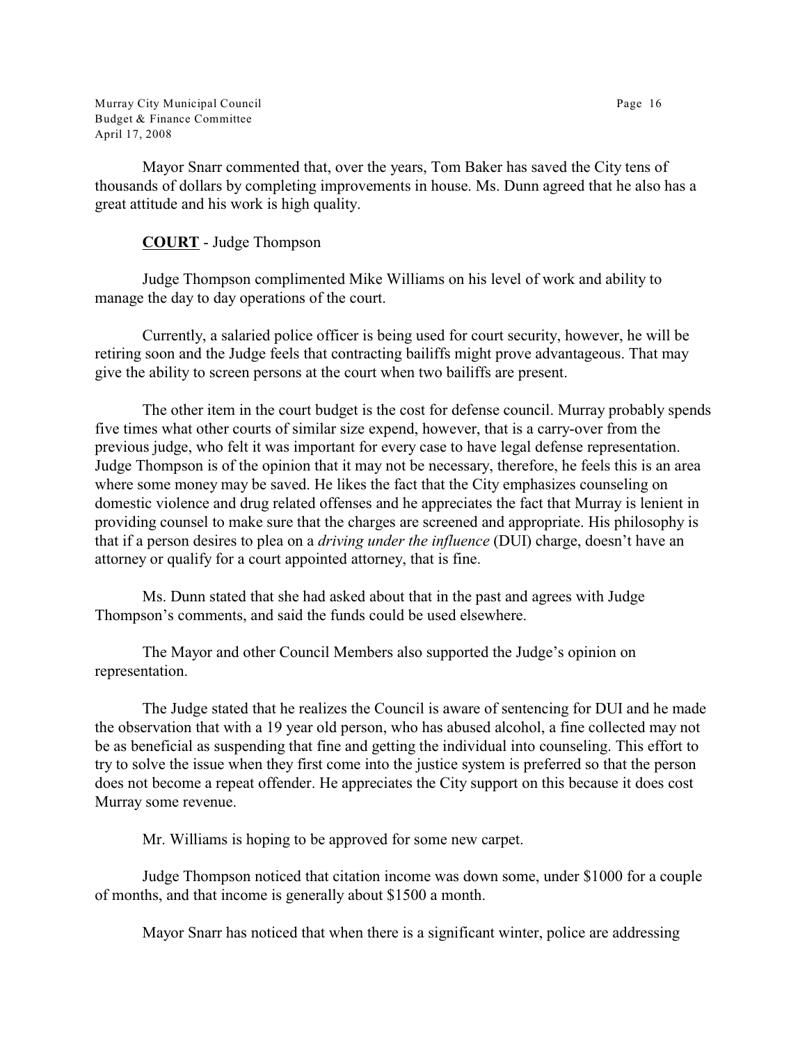Mayor Snarr commented that, over the years, Tom Baker has saved the City tens of thousands of dollars by completing improvements in house. Ms. Dunn agreed that he also has a great attitude and his work is high quality.

**COURT** - Judge Thompson

Judge Thompson complimented Mike Williams on his level of work and ability to manage the day to day operations of the court.

Currently, a salaried police officer is being used for court security, however, he will be retiring soon and the Judge feels that contracting bailiffs might prove advantageous. That may give the ability to screen persons at the court when two bailiffs are present.

The other item in the court budget is the cost for defense council. Murray probably spends five times what other courts of similar size expend, however, that is a carry-over from the previous judge, who felt it was important for every case to have legal defense representation. Judge Thompson is of the opinion that it may not be necessary, therefore, he feels this is an area where some money may be saved. He likes the fact that the City emphasizes counseling on domestic violence and drug related offenses and he appreciates the fact that Murray is lenient in providing counsel to make sure that the charges are screened and appropriate. His philosophy is that if a person desires to plea on a *driving under the influence* (DUI) charge, doesn't have an attorney or qualify for a court appointed attorney, that is fine.

Ms. Dunn stated that she had asked about that in the past and agrees with Judge Thompson's comments, and said the funds could be used elsewhere.

The Mayor and other Council Members also supported the Judge's opinion on representation.

The Judge stated that he realizes the Council is aware of sentencing for DUI and he made the observation that with a 19 year old person, who has abused alcohol, a fine collected may not be as beneficial as suspending that fine and getting the individual into counseling. This effort to try to solve the issue when they first come into the justice system is preferred so that the person does not become a repeat offender. He appreciates the City support on this because it does cost Murray some revenue.

Mr. Williams is hoping to be approved for some new carpet.

Judge Thompson noticed that citation income was down some, under $1000 for a couple of months, and that income is generally about $1500 a month.

Mayor Snarr has noticed that when there is a significant winter, police are addressing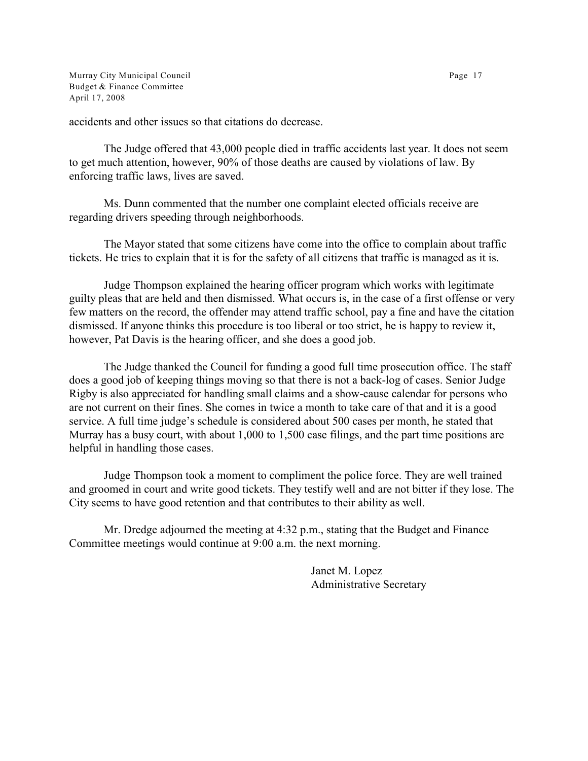accidents and other issues so that citations do decrease.

The Judge offered that 43,000 people died in traffic accidents last year. It does not seem to get much attention, however, 90% of those deaths are caused by violations of law. By enforcing traffic laws, lives are saved.

Ms. Dunn commented that the number one complaint elected officials receive are regarding drivers speeding through neighborhoods.

The Mayor stated that some citizens have come into the office to complain about traffic tickets. He tries to explain that it is for the safety of all citizens that traffic is managed as it is.

Judge Thompson explained the hearing officer program which works with legitimate guilty pleas that are held and then dismissed. What occurs is, in the case of a first offense or very few matters on the record, the offender may attend traffic school, pay a fine and have the citation dismissed. If anyone thinks this procedure is too liberal or too strict, he is happy to review it, however, Pat Davis is the hearing officer, and she does a good job.

The Judge thanked the Council for funding a good full time prosecution office. The staff does a good job of keeping things moving so that there is not a back-log of cases. Senior Judge Rigby is also appreciated for handling small claims and a show-cause calendar for persons who are not current on their fines. She comes in twice a month to take care of that and it is a good service. A full time judge's schedule is considered about 500 cases per month, he stated that Murray has a busy court, with about 1,000 to 1,500 case filings, and the part time positions are helpful in handling those cases.

Judge Thompson took a moment to compliment the police force. They are well trained and groomed in court and write good tickets. They testify well and are not bitter if they lose. The City seems to have good retention and that contributes to their ability as well.

Mr. Dredge adjourned the meeting at 4:32 p.m., stating that the Budget and Finance Committee meetings would continue at 9:00 a.m. the next morning.

Janet M. Lopez
Administrative Secretary